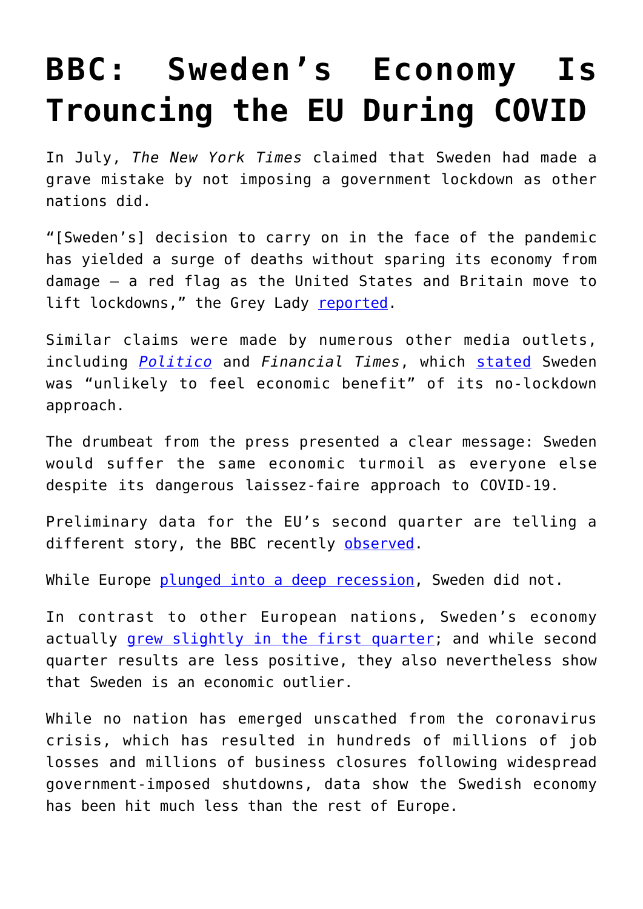# BBC: Sweden's Economy Is Trouncing the EU During COVID

In July, *The New York Times* claimed that Sweden had made a grave mistake by not imposing a government lockdown as other nations did.

"[Sweden's] decision to carry on in the face of the pandemic has yielded a surge of deaths without sparing its economy from damage — a red flag as the United States and Britain move to lift lockdowns," the Grey Lady reported.

Similar claims were made by numerous other media outlets, including *Politico* and *Financial Times*, which stated Sweden was "unlikely to feel economic benefit" of its no-lockdown approach.

The drumbeat from the press presented a clear message: Sweden would suffer the same economic turmoil as everyone else despite its dangerous laissez-faire approach to COVID-19.

Preliminary data for the EU's second quarter are telling a different story, the BBC recently observed.

While Europe plunged into a deep recession, Sweden did not.

In contrast to other European nations, Sweden's economy actually grew slightly in the first quarter; and while second quarter results are less positive, they also nevertheless show that Sweden is an economic outlier.

While no nation has emerged unscathed from the coronavirus crisis, which has resulted in hundreds of millions of job losses and millions of business closures following widespread government-imposed shutdowns, data show the Swedish economy has been hit much less than the rest of Europe.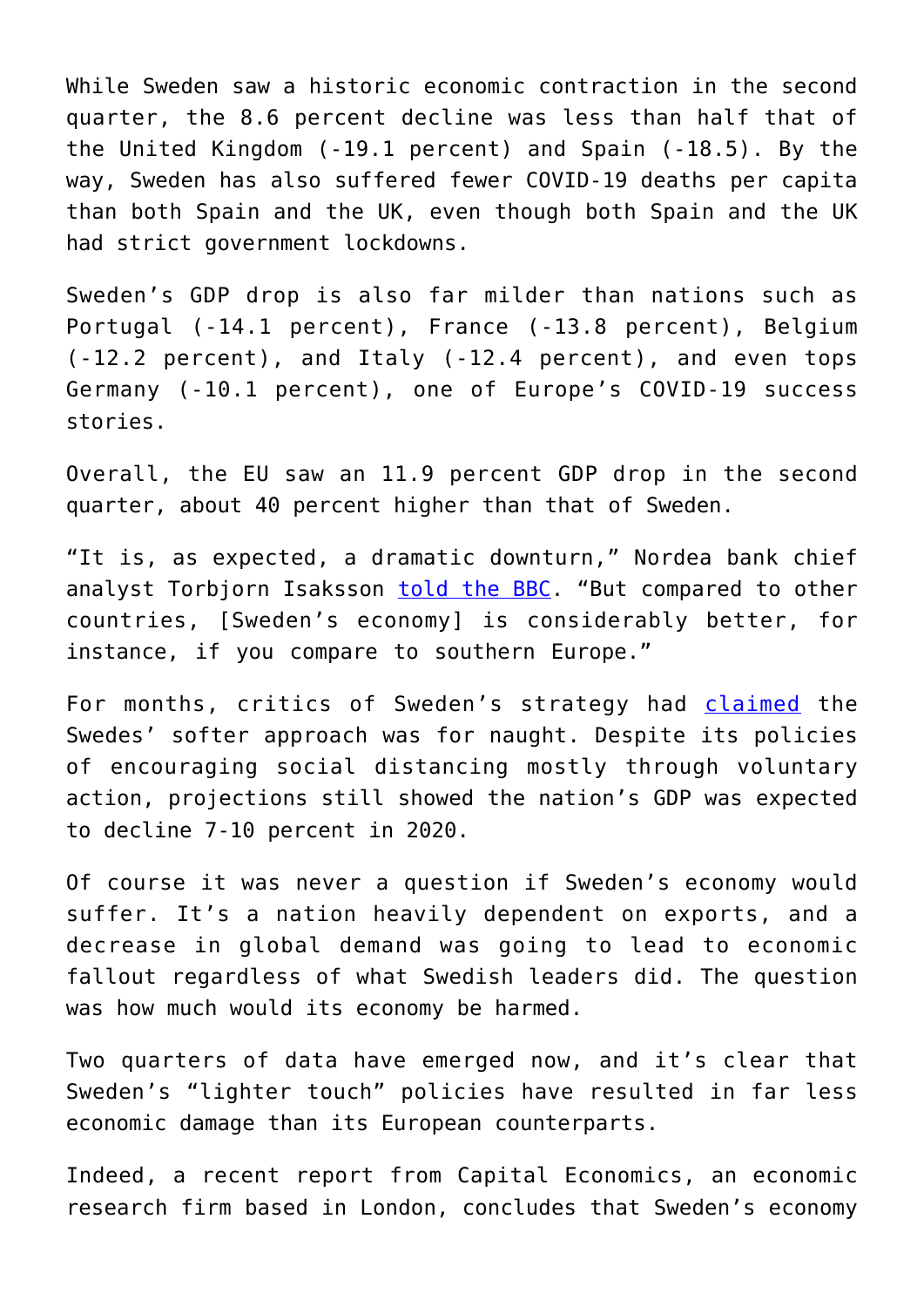While Sweden saw a historic economic contraction in the second quarter, the 8.6 percent decline was less than half that of the United Kingdom (-19.1 percent) and Spain (-18.5). By the way, Sweden has also suffered fewer COVID-19 deaths per capita than both Spain and the UK, even though both Spain and the UK had strict government lockdowns.

Sweden's GDP drop is also far milder than nations such as Portugal (-14.1 percent), France (-13.8 percent), Belgium (-12.2 percent), and Italy (-12.4 percent), and even tops Germany (-10.1 percent), one of Europe's COVID-19 success stories.

Overall, the EU saw an 11.9 percent GDP drop in the second quarter, about 40 percent higher than that of Sweden.

"It is, as expected, a dramatic downturn," Nordea bank chief analyst Torbjorn Isaksson told the BBC. "But compared to other countries, [Sweden's economy] is considerably better, for instance, if you compare to southern Europe."

For months, critics of Sweden's strategy had claimed the Swedes' softer approach was for naught. Despite its policies of encouraging social distancing mostly through voluntary action, projections still showed the nation's GDP was expected to decline 7-10 percent in 2020.

Of course it was never a question if Sweden's economy would suffer. It's a nation heavily dependent on exports, and a decrease in global demand was going to lead to economic fallout regardless of what Swedish leaders did. The question was how much would its economy be harmed.

Two quarters of data have emerged now, and it's clear that Sweden's "lighter touch" policies have resulted in far less economic damage than its European counterparts.

Indeed, a recent report from Capital Economics, an economic research firm based in London, concludes that Sweden's economy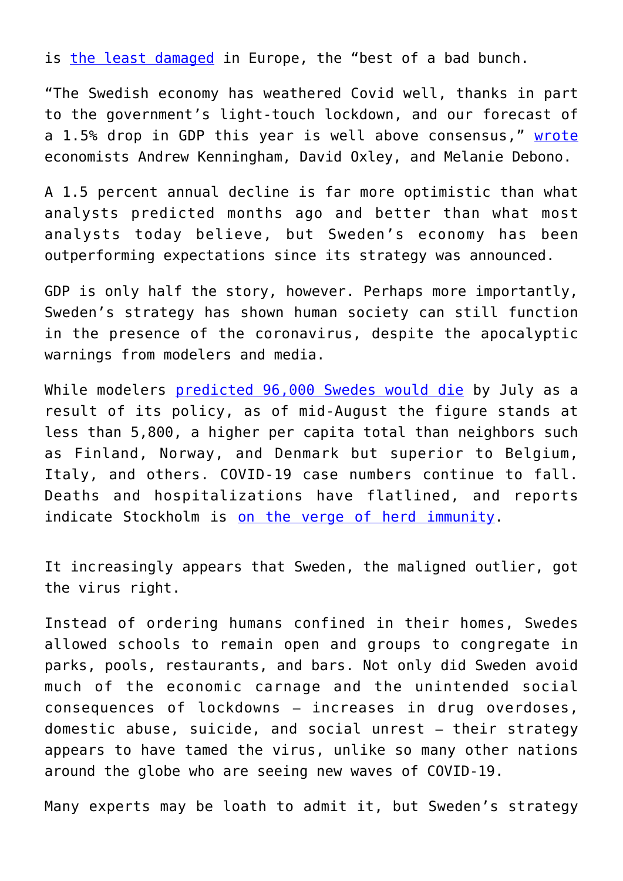is the least damaged in Europe, the "best of a bad bunch.

"The Swedish economy has weathered Covid well, thanks in part to the government's light-touch lockdown, and our forecast of a 1.5% drop in GDP this year is well above consensus," wrote economists Andrew Kenningham, David Oxley, and Melanie Debono.

A 1.5 percent annual decline is far more optimistic than what analysts predicted months ago and better than what most analysts today believe, but Sweden's economy has been outperforming expectations since its strategy was announced.

GDP is only half the story, however. Perhaps more importantly, Sweden's strategy has shown human society can still function in the presence of the coronavirus, despite the apocalyptic warnings from modelers and media.

While modelers predicted 96,000 Swedes would die by July as a result of its policy, as of mid-August the figure stands at less than 5,800, a higher per capita total than neighbors such as Finland, Norway, and Denmark but superior to Belgium, Italy, and others. COVID-19 case numbers continue to fall. Deaths and hospitalizations have flatlined, and reports indicate Stockholm is on the verge of herd immunity.

It increasingly appears that Sweden, the maligned outlier, got the virus right.

Instead of ordering humans confined in their homes, Swedes allowed schools to remain open and groups to congregate in parks, pools, restaurants, and bars. Not only did Sweden avoid much of the economic carnage and the unintended social consequences of lockdowns – increases in drug overdoses, domestic abuse, suicide, and social unrest – their strategy appears to have tamed the virus, unlike so many other nations around the globe who are seeing new waves of COVID-19.

Many experts may be loath to admit it, but Sweden's strategy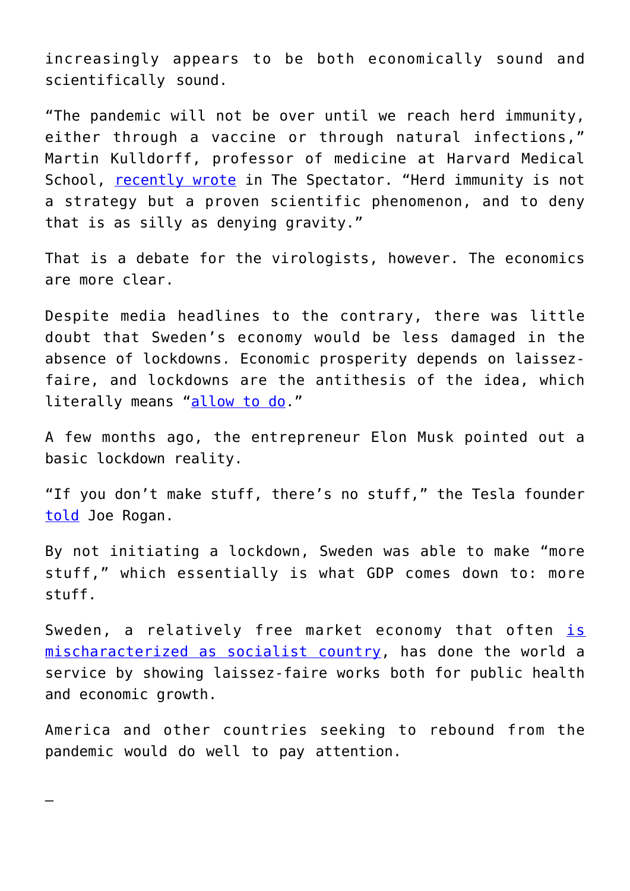increasingly appears to be both economically sound and scientifically sound.

"The pandemic will not be over until we reach herd immunity, either through a vaccine or through natural infections," Martin Kulldorff, professor of medicine at Harvard Medical School, recently wrote in The Spectator. "Herd immunity is not a strategy but a proven scientific phenomenon, and to deny that is as silly as denying gravity."

That is a debate for the virologists, however. The economics are more clear.

Despite media headlines to the contrary, there was little doubt that Sweden's economy would be less damaged in the absence of lockdowns. Economic prosperity depends on laissez-faire, and lockdowns are the antithesis of the idea, which literally means "allow to do."

A few months ago, the entrepreneur Elon Musk pointed out a basic lockdown reality.

"If you don't make stuff, there's no stuff," the Tesla founder told Joe Rogan.

By not initiating a lockdown, Sweden was able to make "more stuff," which essentially is what GDP comes down to: more stuff.

Sweden, a relatively free market economy that often is mischaracterized as socialist country, has done the world a service by showing laissez-faire works both for public health and economic growth.

America and other countries seeking to rebound from the pandemic would do well to pay attention.

—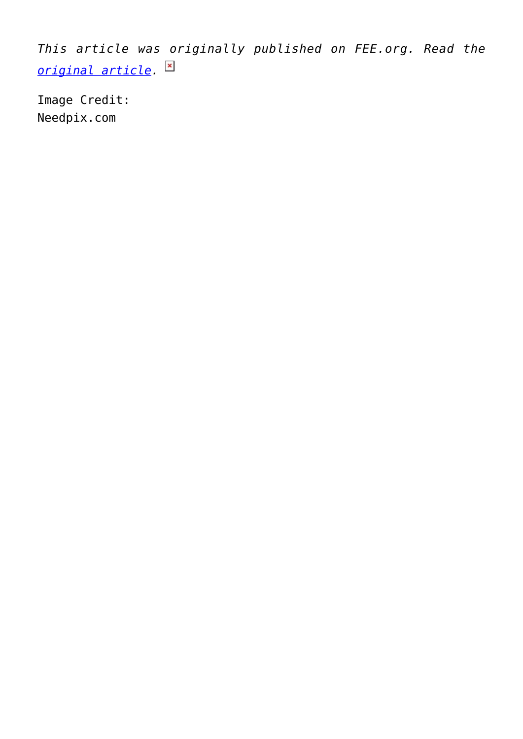*This article was originally published on FEE.org. Read the original article.*

Image Credit:
Needpix.com